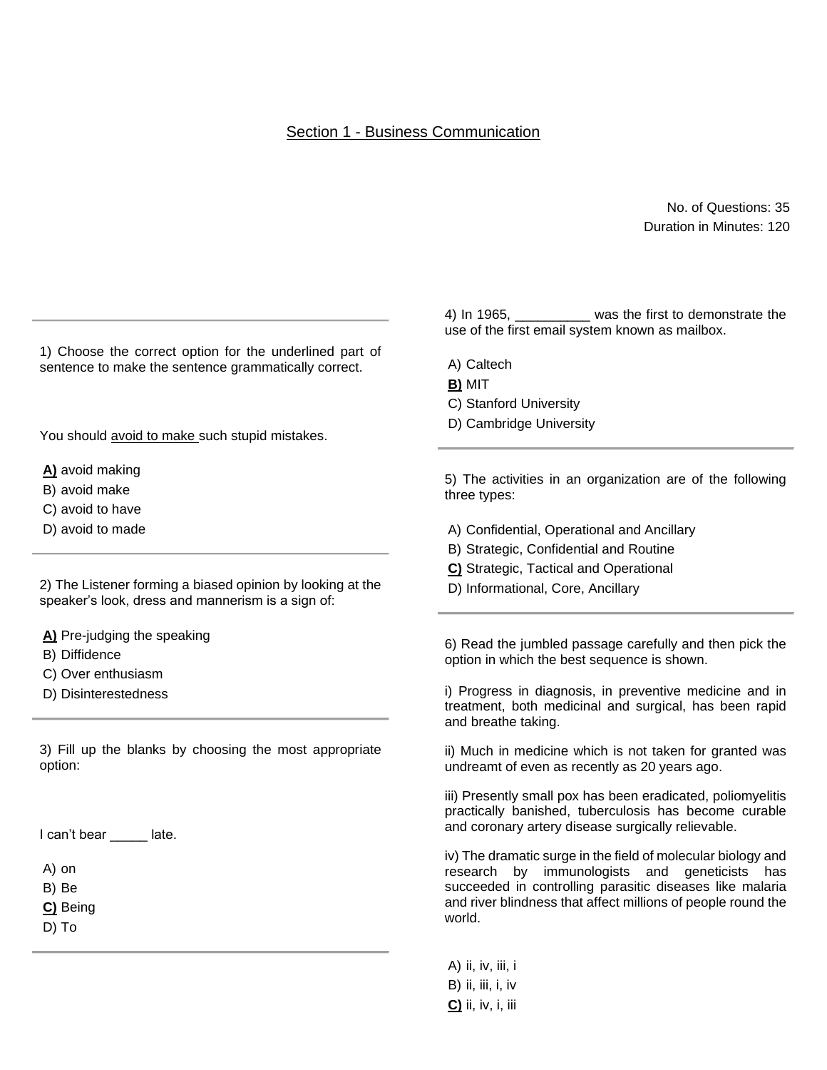## Section 1 - Business Communication

No. of Questions: 35
Duration in Minutes: 120

1) Choose the correct option for the underlined part of sentence to make the sentence grammatically correct.

You should avoid to make such stupid mistakes.

**A)** avoid making
B) avoid make
C) avoid to have
D) avoid to made

2) The Listener forming a biased opinion by looking at the speaker's look, dress and mannerism is a sign of:

**A)** Pre-judging the speaking
B) Diffidence
C) Over enthusiasm
D) Disinterestedness

3) Fill up the blanks by choosing the most appropriate option:

I can't bear _____ late.

A) on
B) Be
**C)** Being
D) To

4) In 1965, __________ was the first to demonstrate the use of the first email system known as mailbox.

A) Caltech
**B)** MIT
C) Stanford University
D) Cambridge University

5) The activities in an organization are of the following three types:

A) Confidential, Operational and Ancillary
B) Strategic, Confidential and Routine
**C)** Strategic, Tactical and Operational
D) Informational, Core, Ancillary

6) Read the jumbled passage carefully and then pick the option in which the best sequence is shown.

i) Progress in diagnosis, in preventive medicine and in treatment, both medicinal and surgical, has been rapid and breathe taking.

ii) Much in medicine which is not taken for granted was undreamt of even as recently as 20 years ago.

iii) Presently small pox has been eradicated, poliomyelitis practically banished, tuberculosis has become curable and coronary artery disease surgically relievable.

iv) The dramatic surge in the field of molecular biology and research by immunologists and geneticists has succeeded in controlling parasitic diseases like malaria and river blindness that affect millions of people round the world.

A) ii, iv, iii, i
B) ii, iii, i, iv
**C)** ii, iv, i, iii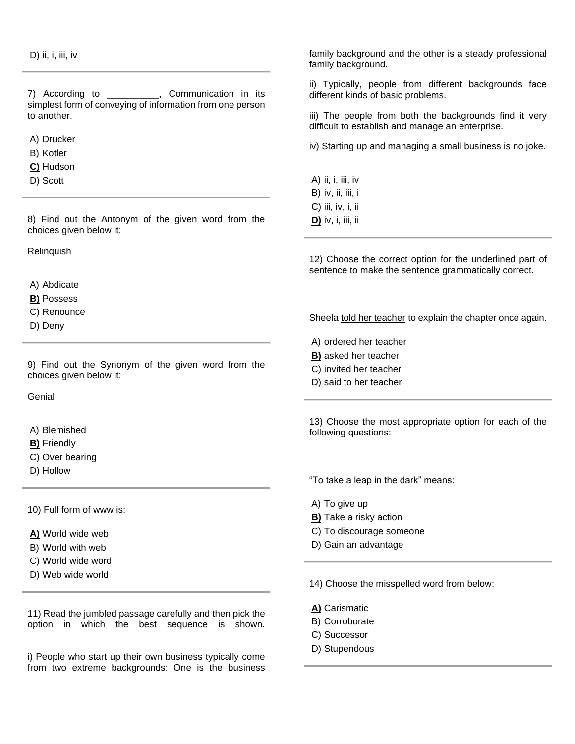D) ii, i, iii, iv

---

7) According to __________, Communication in its simplest form of conveying of information from one person to another.

A) Drucker
B) Kotler
**C)** Hudson
D) Scott

---

8) Find out the Antonym of the given word from the choices given below it:

Relinquish

A) Abdicate
**B)** Possess
C) Renounce
D) Deny

---

9) Find out the Synonym of the given word from the choices given below it:

Genial

A) Blemished
**B)** Friendly
C) Over bearing
D) Hollow

---

10) Full form of www is:

**A)** World wide web
B) World with web
C) World wide word
D) Web wide world

---

11) Read the jumbled passage carefully and then pick the option in which the best sequence is shown.

i) People who start up their own business typically come from two extreme backgrounds: One is the business family background and the other is a steady professional family background.

ii) Typically, people from different backgrounds face different kinds of basic problems.

iii) The people from both the backgrounds find it very difficult to establish and manage an enterprise.

iv) Starting up and managing a small business is no joke.

A) ii, i, iii, iv
B) iv, ii, iii, i
C) iii, iv, i, ii
**D)** iv, i, iii, ii

---

12) Choose the correct option for the underlined part of sentence to make the sentence grammatically correct.

Sheela told her teacher to explain the chapter once again.

A) ordered her teacher
**B)** asked her teacher
C) invited her teacher
D) said to her teacher

---

13) Choose the most appropriate option for each of the following questions:

"To take a leap in the dark" means:

A) To give up
**B)** Take a risky action
C) To discourage someone
D) Gain an advantage

---

14) Choose the misspelled word from below:

**A)** Carismatic
B) Corroborate
C) Successor
D) Stupendous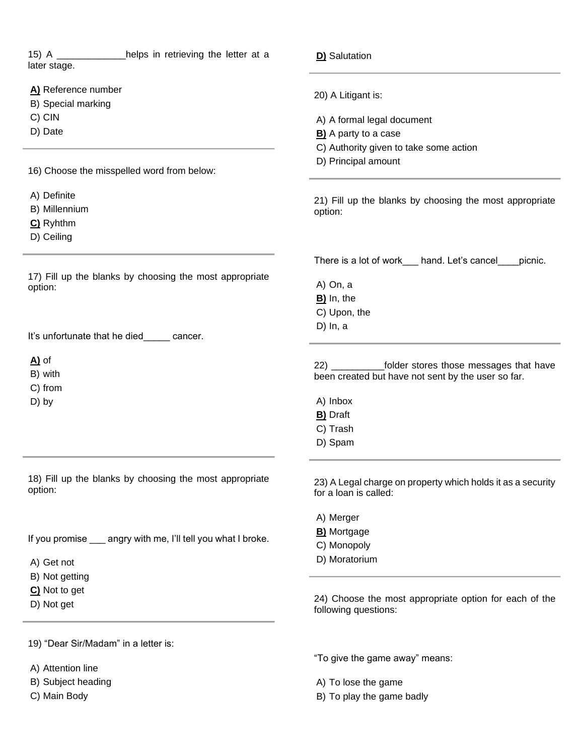15) A _____________helps in retrieving the letter at a later stage.

**A)** Reference number
B) Special marking
C) CIN
D) Date

---

16) Choose the misspelled word from below:

A) Definite
B) Millennium
**C)** Ryhthm
D) Ceiling

---

17) Fill up the blanks by choosing the most appropriate option:

It's unfortunate that he died_____ cancer.

**A)** of
B) with
C) from
D) by

---

18) Fill up the blanks by choosing the most appropriate option:

If you promise ___ angry with me, I'll tell you what I broke.

A) Get not
B) Not getting
**C)** Not to get
D) Not get

---

19) "Dear Sir/Madam" in a letter is:

A) Attention line
B) Subject heading
C) Main Body
**D)** Salutation

---

20) A Litigant is:

A) A formal legal document
**B)** A party to a case
C) Authority given to take some action
D) Principal amount

---

21) Fill up the blanks by choosing the most appropriate option:

There is a lot of work___ hand. Let's cancel____picnic.

A) On, a
**B)** In, the
C) Upon, the
D) In, a

---

22) __________folder stores those messages that have been created but have not sent by the user so far.

A) Inbox
**B)** Draft
C) Trash
D) Spam

---

23) A Legal charge on property which holds it as a security for a loan is called:

A) Merger
**B)** Mortgage
C) Monopoly
D) Moratorium

---

24) Choose the most appropriate option for each of the following questions:

"To give the game away" means:

A) To lose the game
B) To play the game badly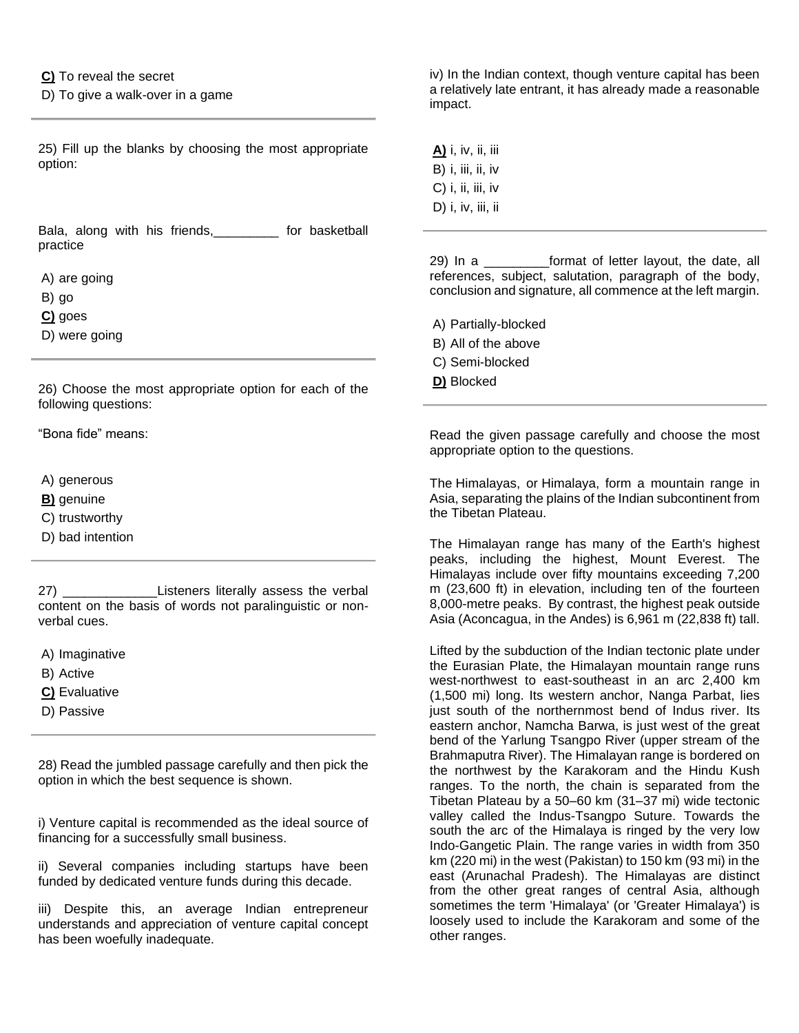**C)** To reveal the secret

D) To give a walk-over in a game

---

25) Fill up the blanks by choosing the most appropriate option:

Bala, along with his friends,_________ for basketball practice

A) are going

B) go

**C)** goes

D) were going

---

26) Choose the most appropriate option for each of the following questions:

"Bona fide" means:

A) generous

**B)** genuine

C) trustworthy

D) bad intention

---

27) _____________Listeners literally assess the verbal content on the basis of words not paralinguistic or non-verbal cues.

A) Imaginative

B) Active

**C)** Evaluative

D) Passive

---

28) Read the jumbled passage carefully and then pick the option in which the best sequence is shown.

i) Venture capital is recommended as the ideal source of financing for a successfully small business.

ii) Several companies including startups have been funded by dedicated venture funds during this decade.

iii) Despite this, an average Indian entrepreneur understands and appreciation of venture capital concept has been woefully inadequate.

iv) In the Indian context, though venture capital has been a relatively late entrant, it has already made a reasonable impact.

**A)** i, iv, ii, iii

B) i, iii, ii, iv

C) i, ii, iii, iv

D) i, iv, iii, ii

---

29) In a _________format of letter layout, the date, all references, subject, salutation, paragraph of the body, conclusion and signature, all commence at the left margin.

A) Partially-blocked

B) All of the above

C) Semi-blocked

**D)** Blocked

---

Read the given passage carefully and choose the most appropriate option to the questions.

The Himalayas, or Himalaya, form a mountain range in Asia, separating the plains of the Indian subcontinent from the Tibetan Plateau.

The Himalayan range has many of the Earth's highest peaks, including the highest, Mount Everest. The Himalayas include over fifty mountains exceeding 7,200 m (23,600 ft) in elevation, including ten of the fourteen 8,000-metre peaks. By contrast, the highest peak outside Asia (Aconcagua, in the Andes) is 6,961 m (22,838 ft) tall.

Lifted by the subduction of the Indian tectonic plate under the Eurasian Plate, the Himalayan mountain range runs west-northwest to east-southeast in an arc 2,400 km (1,500 mi) long. Its western anchor, Nanga Parbat, lies just south of the northernmost bend of Indus river. Its eastern anchor, Namcha Barwa, is just west of the great bend of the Yarlung Tsangpo River (upper stream of the Brahmaputra River). The Himalayan range is bordered on the northwest by the Karakoram and the Hindu Kush ranges. To the north, the chain is separated from the Tibetan Plateau by a 50–60 km (31–37 mi) wide tectonic valley called the Indus-Tsangpo Suture. Towards the south the arc of the Himalaya is ringed by the very low Indo-Gangetic Plain. The range varies in width from 350 km (220 mi) in the west (Pakistan) to 150 km (93 mi) in the east (Arunachal Pradesh). The Himalayas are distinct from the other great ranges of central Asia, although sometimes the term 'Himalaya' (or 'Greater Himalaya') is loosely used to include the Karakoram and some of the other ranges.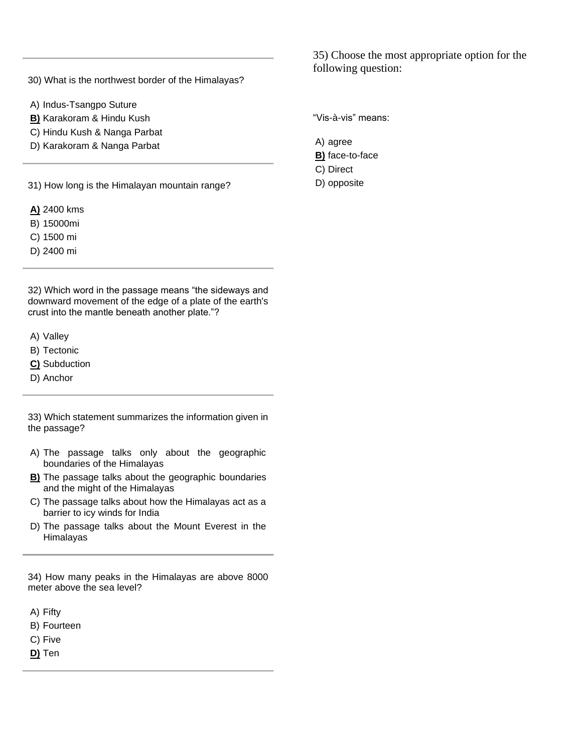30) What is the northwest border of the Himalayas?

A) Indus-Tsangpo Suture
**B)** Karakoram & Hindu Kush
C) Hindu Kush & Nanga Parbat
D) Karakoram & Nanga Parbat

---

31) How long is the Himalayan mountain range?

**A)** 2400 kms
B) 15000mi
C) 1500 mi
D) 2400 mi

---

32) Which word in the passage means "the sideways and downward movement of the edge of a plate of the earth's crust into the mantle beneath another plate."?

A) Valley
B) Tectonic
**C)** Subduction
D) Anchor

---

33) Which statement summarizes the information given in the passage?

A) The passage talks only about the geographic boundaries of the Himalayas
**B)** The passage talks about the geographic boundaries and the might of the Himalayas
C) The passage talks about how the Himalayas act as a barrier to icy winds for India
D) The passage talks about the Mount Everest in the Himalayas

---

34) How many peaks in the Himalayas are above 8000 meter above the sea level?

A) Fifty
B) Fourteen
C) Five
**D)** Ten

---

35) Choose the most appropriate option for the following question:

"Vis-à-vis" means:

A) agree
**B)** face-to-face
C) Direct
D) opposite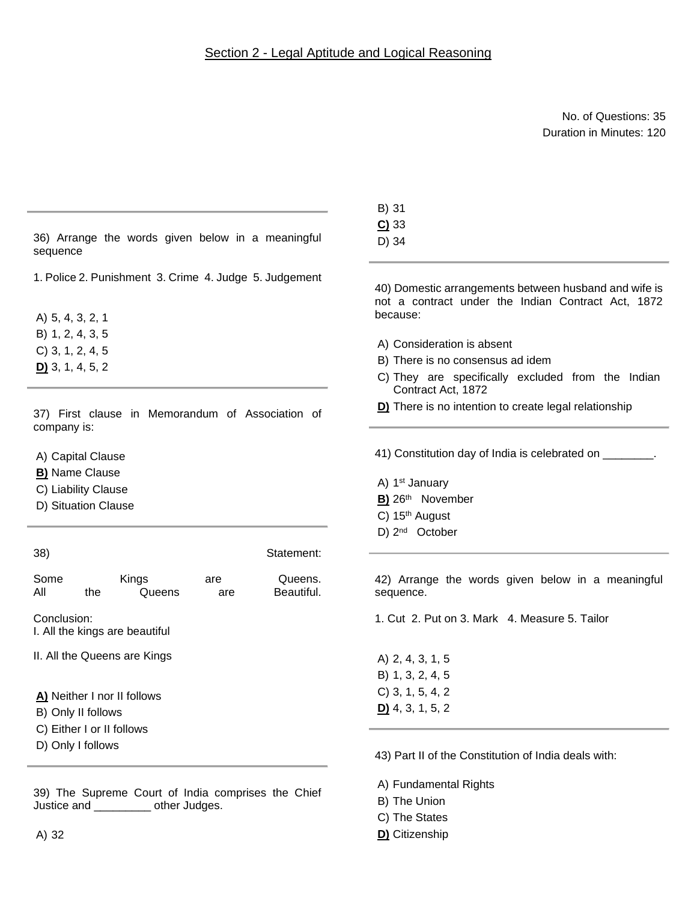## Section 2 - Legal Aptitude and Logical Reasoning

No. of Questions: 35
Duration in Minutes: 120

---

36) Arrange the words given below in a meaningful sequence

1. Police 2. Punishment 3. Crime 4. Judge 5. Judgement

A) 5, 4, 3, 2, 1
B) 1, 2, 4, 3, 5
C) 3, 1, 2, 4, 5
**D)** 3, 1, 4, 5, 2

---

37) First clause in Memorandum of Association of company is:

A) Capital Clause
**B)** Name Clause
C) Liability Clause
D) Situation Clause

---

38) Statement:

Some Kings are Queens.
All the Queens are Beautiful.

Conclusion:
I. All the kings are beautiful

II. All the Queens are Kings

**A)** Neither I nor II follows
B) Only II follows
C) Either I or II follows
D) Only I follows

---

39) The Supreme Court of India comprises the Chief Justice and _________ other Judges.

A) 32
B) 31
**C)** 33
D) 34

---

40) Domestic arrangements between husband and wife is not a contract under the Indian Contract Act, 1872 because:

A) Consideration is absent
B) There is no consensus ad idem
C) They are specifically excluded from the Indian Contract Act, 1872
**D)** There is no intention to create legal relationship

---

41) Constitution day of India is celebrated on ________.

A) 1st January
**B)** 26th November
C) 15th August
D) 2nd October

---

42) Arrange the words given below in a meaningful sequence.

1. Cut 2. Put on 3. Mark 4. Measure 5. Tailor

A) 2, 4, 3, 1, 5
B) 1, 3, 2, 4, 5
C) 3, 1, 5, 4, 2
**D)** 4, 3, 1, 5, 2

---

43) Part II of the Constitution of India deals with:

A) Fundamental Rights
B) The Union
C) The States
**D)** Citizenship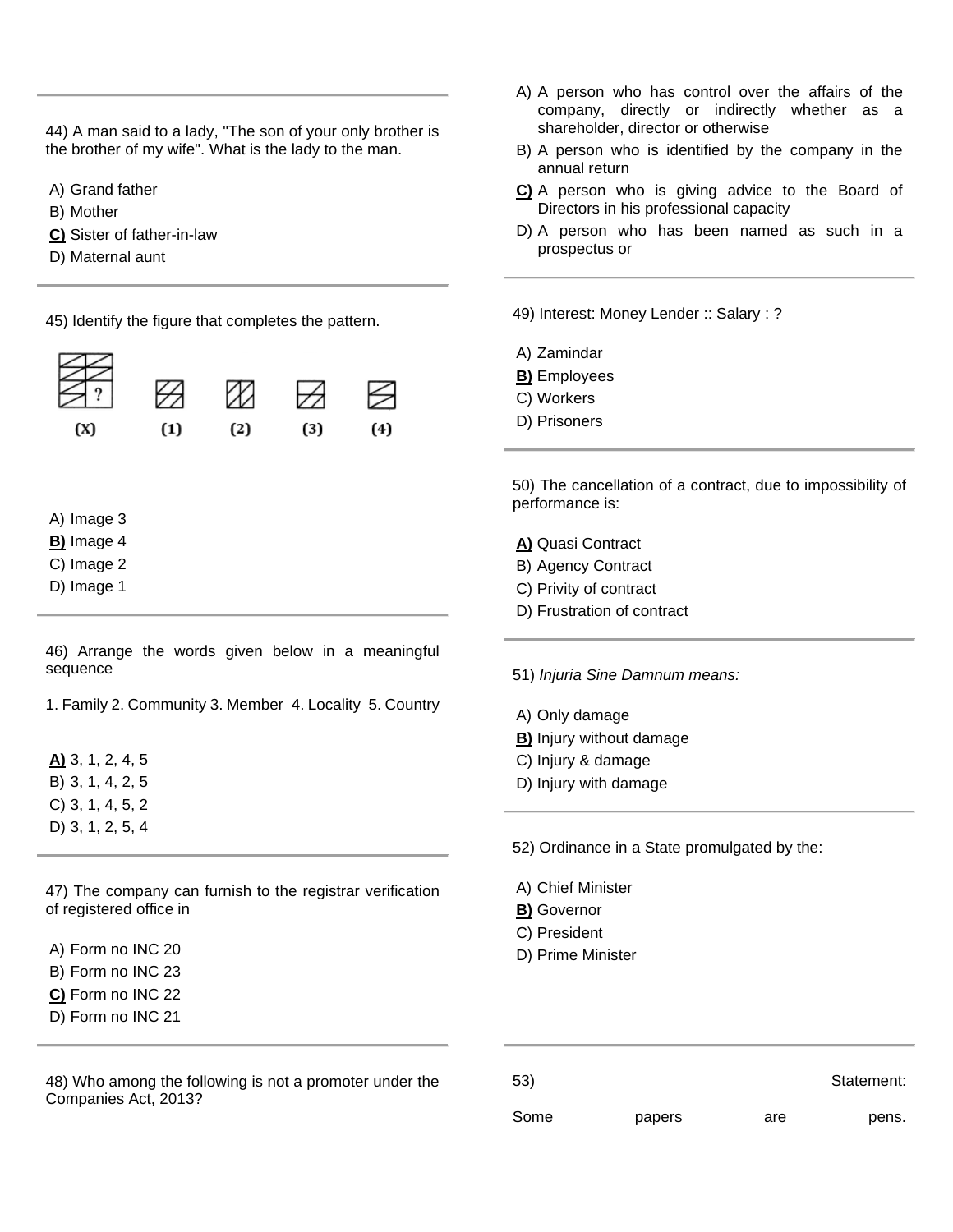44) A man said to a lady, "The son of your only brother is the brother of my wife". What is the lady to the man.

A) Grand father
B) Mother
**C)** Sister of father-in-law
D) Maternal aunt

45) Identify the figure that completes the pattern.

(X) (1) (2) (3) (4)

A) Image 3
**B)** Image 4
C) Image 2
D) Image 1

46) Arrange the words given below in a meaningful sequence

1. Family 2. Community 3. Member 4. Locality 5. Country

**A)** 3, 1, 2, 4, 5
B) 3, 1, 4, 2, 5
C) 3, 1, 4, 5, 2
D) 3, 1, 2, 5, 4

47) The company can furnish to the registrar verification of registered office in

A) Form no INC 20
B) Form no INC 23
**C)** Form no INC 22
D) Form no INC 21

48) Who among the following is not a promoter under the Companies Act, 2013?

A) A person who has control over the affairs of the company, directly or indirectly whether as a shareholder, director or otherwise
B) A person who is identified by the company in the annual return
**C)** A person who is giving advice to the Board of Directors in his professional capacity
D) A person who has been named as such in a prospectus or

49) Interest: Money Lender :: Salary : ?

A) Zamindar
**B)** Employees
C) Workers
D) Prisoners

50) The cancellation of a contract, due to impossibility of performance is:

**A)** Quasi Contract
B) Agency Contract
C) Privity of contract
D) Frustration of contract

51) *Injuria Sine Damnum means:*

A) Only damage
**B)** Injury without damage
C) Injury & damage
D) Injury with damage

52) Ordinance in a State promulgated by the:

A) Chief Minister
**B)** Governor
C) President
D) Prime Minister

53) Statement:

Some papers are pens.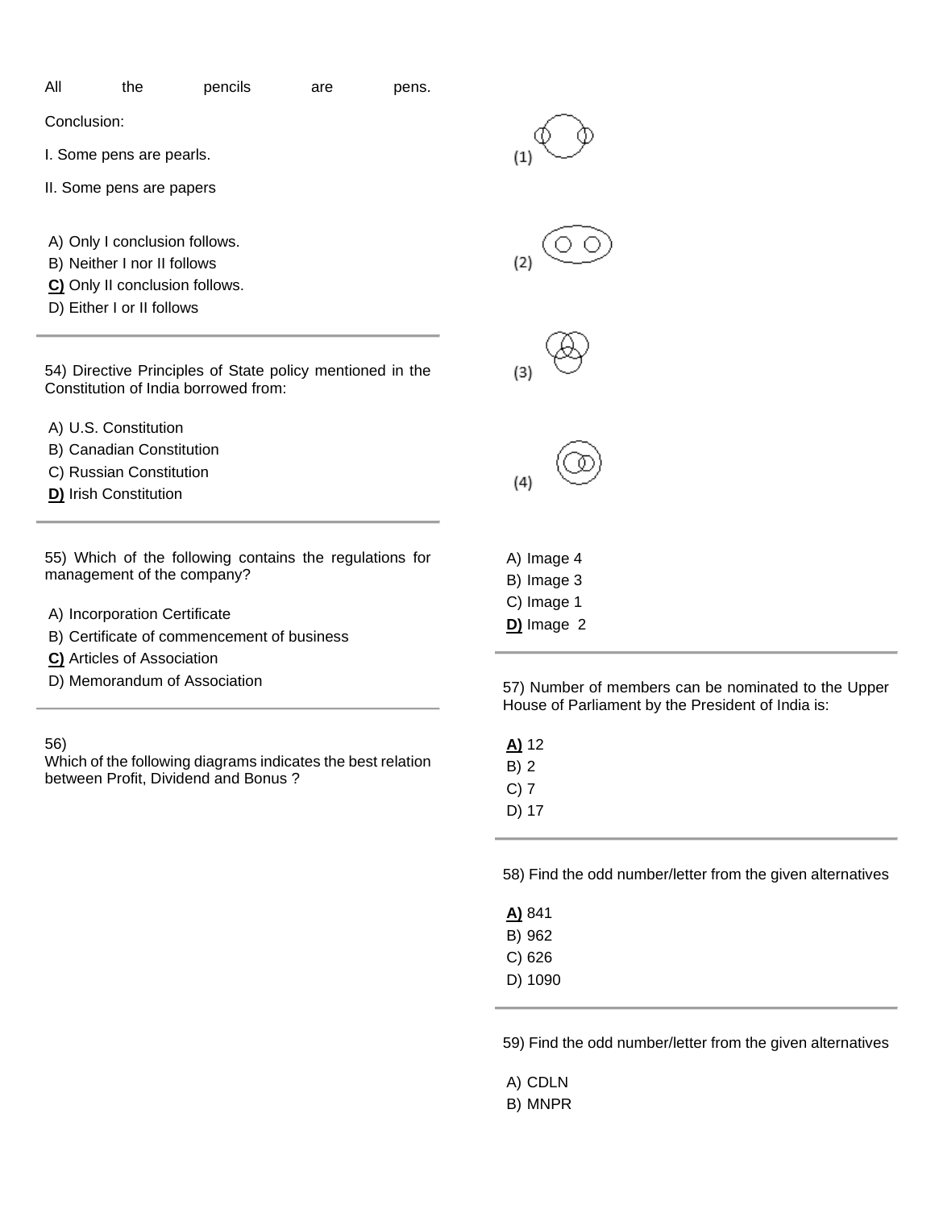All the pencils are pens.

Conclusion:

I. Some pens are pearls.

II. Some pens are papers

A) Only I conclusion follows.
B) Neither I nor II follows
**C)** Only II conclusion follows.
D) Either I or II follows

---

54) Directive Principles of State policy mentioned in the Constitution of India borrowed from:

A) U.S. Constitution
B) Canadian Constitution
C) Russian Constitution
**D)** Irish Constitution

---

55) Which of the following contains the regulations for management of the company?

A) Incorporation Certificate
B) Certificate of commencement of business
**C)** Articles of Association
D) Memorandum of Association

---

56)
Which of the following diagrams indicates the best relation between Profit, Dividend and Bonus ?

(1)

(2)

(3)

(4)

A) Image 4
B) Image 3
C) Image 1
**D)** Image 2

---

57) Number of members can be nominated to the Upper House of Parliament by the President of India is:

**A)** 12
B) 2
C) 7
D) 17

---

58) Find the odd number/letter from the given alternatives

**A)** 841
B) 962
C) 626
D) 1090

---

59) Find the odd number/letter from the given alternatives

A) CDLN
B) MNPR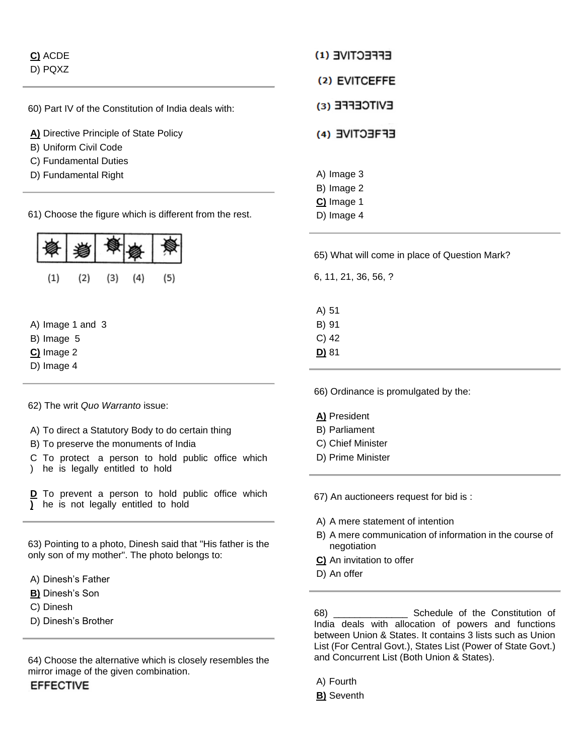**C)** ACDE
D) PQXZ

---

60) Part IV of the Constitution of India deals with:

**A)** Directive Principle of State Policy
B) Uniform Civil Code
C) Fundamental Duties
D) Fundamental Right

---

61) Choose the figure which is different from the rest.

(1) (2) (3) (4) (5)

A) Image 1 and 3
B) Image 5
**C)** Image 2
D) Image 4

---

62) The writ *Quo Warranto* issue:

A) To direct a Statutory Body to do certain thing
B) To preserve the monuments of India
C) To protect a person to hold public office which he is legally entitled to hold
**D)** To prevent a person to hold public office which he is not legally entitled to hold

---

63) Pointing to a photo, Dinesh said that "His father is the only son of my mother". The photo belongs to:

A) Dinesh's Father
**B)** Dinesh's Son
C) Dinesh
D) Dinesh's Brother

---

64) Choose the alternative which is closely resembles the mirror image of the given combination.

EFFECTIVE

(1) ƎVITϽƎᖷᖷƎ
(2) EVITCEFFE
(3) ƎᖷᖷƎϽTIVƎ
(4) ƎVITϽƎᖷᖷƎ

A) Image 3
B) Image 2
**C)** Image 1
D) Image 4

---

65) What will come in place of Question Mark?

6, 11, 21, 36, 56, ?

A) 51
B) 91
C) 42
**D)** 81

---

66) Ordinance is promulgated by the:

**A)** President
B) Parliament
C) Chief Minister
D) Prime Minister

---

67) An auctioneers request for bid is :

A) A mere statement of intention
B) A mere communication of information in the course of negotiation
**C)** An invitation to offer
D) An offer

---

68) ______________ Schedule of the Constitution of India deals with allocation of powers and functions between Union & States. It contains 3 lists such as Union List (For Central Govt.), States List (Power of State Govt.) and Concurrent List (Both Union & States).

A) Fourth
**B)** Seventh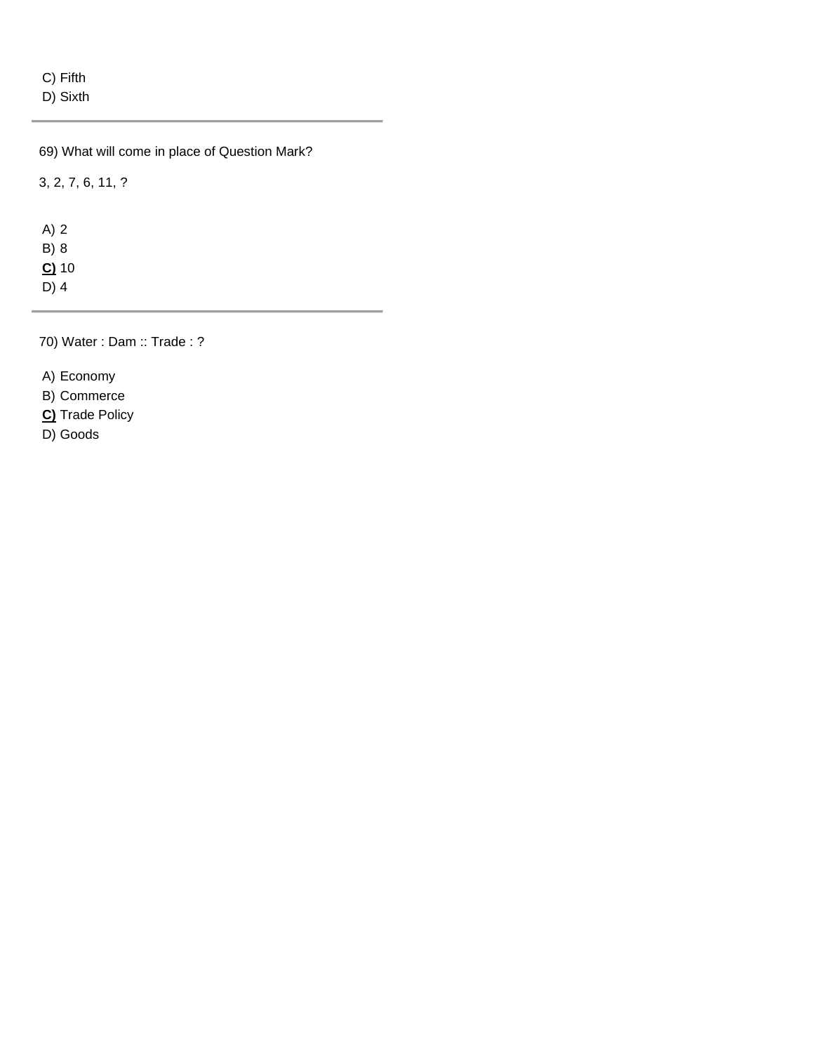C) Fifth
D) Sixth

---

69) What will come in place of Question Mark?

3, 2, 7, 6, 11, ?

A) 2
B) 8
**<u>C)</u>** 10
D) 4

---

70) Water : Dam :: Trade : ?

A) Economy
B) Commerce
**<u>C)</u>** Trade Policy
D) Goods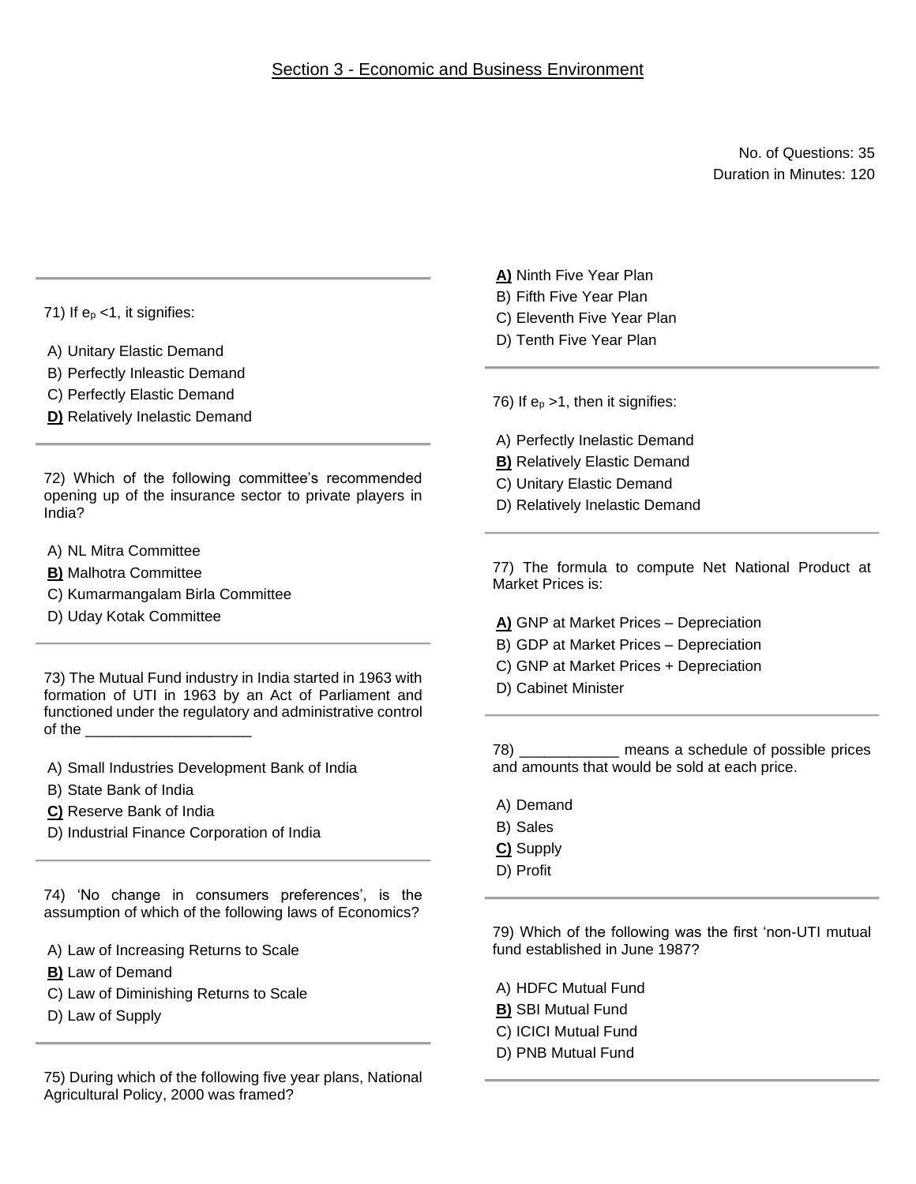## Section 3 - Economic and Business Environment

No. of Questions: 35
Duration in Minutes: 120

71) If $e_p$ <1, it signifies:

A) Unitary Elastic Demand
B) Perfectly Inleastic Demand
C) Perfectly Elastic Demand
**D)** Relatively Inelastic Demand

72) Which of the following committee's recommended opening up of the insurance sector to private players in India?

A) NL Mitra Committee
**B)** Malhotra Committee
C) Kumarmangalam Birla Committee
D) Uday Kotak Committee

73) The Mutual Fund industry in India started in 1963 with formation of UTI in 1963 by an Act of Parliament and functioned under the regulatory and administrative control of the ____________________

A) Small Industries Development Bank of India
B) State Bank of India
**C)** Reserve Bank of India
D) Industrial Finance Corporation of India

74) 'No change in consumers preferences', is the assumption of which of the following laws of Economics?

A) Law of Increasing Returns to Scale
**B)** Law of Demand
C) Law of Diminishing Returns to Scale
D) Law of Supply

75) During which of the following five year plans, National Agricultural Policy, 2000 was framed?

**A)** Ninth Five Year Plan
B) Fifth Five Year Plan
C) Eleventh Five Year Plan
D) Tenth Five Year Plan

76) If $e_p$ >1, then it signifies:

A) Perfectly Inelastic Demand
**B)** Relatively Elastic Demand
C) Unitary Elastic Demand
D) Relatively Inelastic Demand

77) The formula to compute Net National Product at Market Prices is:

**A)** GNP at Market Prices – Depreciation
B) GDP at Market Prices – Depreciation
C) GNP at Market Prices + Depreciation
D) Cabinet Minister

78) ____________ means a schedule of possible prices and amounts that would be sold at each price.

A) Demand
B) Sales
**C)** Supply
D) Profit

79) Which of the following was the first 'non-UTI mutual fund established in June 1987?

A) HDFC Mutual Fund
**B)** SBI Mutual Fund
C) ICICI Mutual Fund
D) PNB Mutual Fund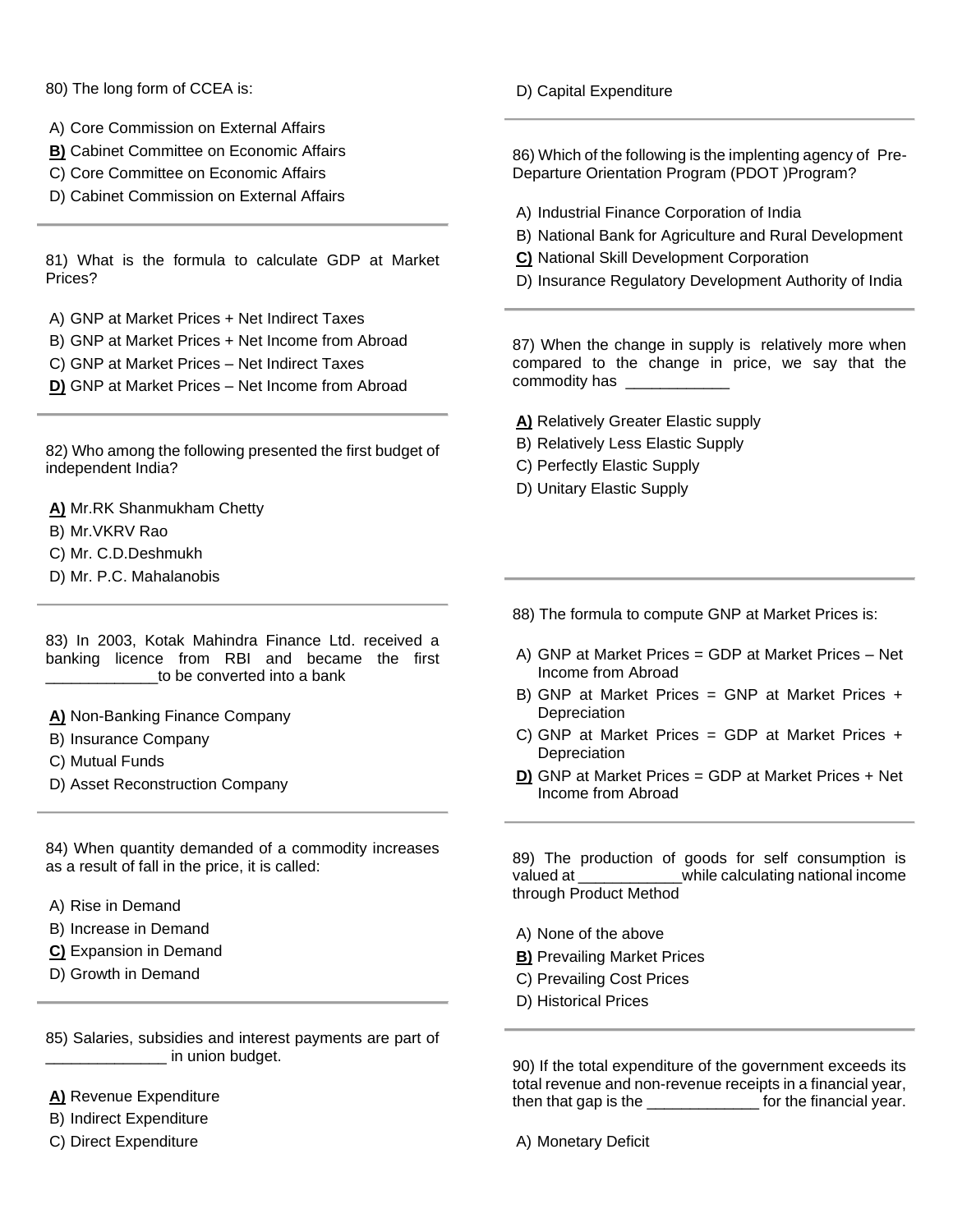80) The long form of CCEA is:

A) Core Commission on External Affairs
**B)** Cabinet Committee on Economic Affairs
C) Core Committee on Economic Affairs
D) Cabinet Commission on External Affairs

---

81) What is the formula to calculate GDP at Market Prices?

A) GNP at Market Prices + Net Indirect Taxes
B) GNP at Market Prices + Net Income from Abroad
C) GNP at Market Prices – Net Indirect Taxes
**D)** GNP at Market Prices – Net Income from Abroad

---

82) Who among the following presented the first budget of independent India?

**A)** Mr.RK Shanmukham Chetty
B) Mr.VKRV Rao
C) Mr. C.D.Deshmukh
D) Mr. P.C. Mahalanobis

---

83) In 2003, Kotak Mahindra Finance Ltd. received a banking licence from RBI and became the first _____________to be converted into a bank

**A)** Non-Banking Finance Company
B) Insurance Company
C) Mutual Funds
D) Asset Reconstruction Company

---

84) When quantity demanded of a commodity increases as a result of fall in the price, it is called:

A) Rise in Demand
B) Increase in Demand
**C)** Expansion in Demand
D) Growth in Demand

---

85) Salaries, subsidies and interest payments are part of ______________ in union budget.

**A)** Revenue Expenditure
B) Indirect Expenditure
C) Direct Expenditure
D) Capital Expenditure

---

86) Which of the following is the implenting agency of Pre-Departure Orientation Program (PDOT )Program?

A) Industrial Finance Corporation of India
B) National Bank for Agriculture and Rural Development
**C)** National Skill Development Corporation
D) Insurance Regulatory Development Authority of India

---

87) When the change in supply is relatively more when compared to the change in price, we say that the commodity has ____________

**A)** Relatively Greater Elastic supply
B) Relatively Less Elastic Supply
C) Perfectly Elastic Supply
D) Unitary Elastic Supply

---

88) The formula to compute GNP at Market Prices is:

A) GNP at Market Prices = GDP at Market Prices – Net Income from Abroad
B) GNP at Market Prices = GNP at Market Prices + Depreciation
C) GNP at Market Prices = GDP at Market Prices + Depreciation
**D)** GNP at Market Prices = GDP at Market Prices + Net Income from Abroad

---

89) The production of goods for self consumption is valued at ____________while calculating national income through Product Method

A) None of the above
**B)** Prevailing Market Prices
C) Prevailing Cost Prices
D) Historical Prices

---

90) If the total expenditure of the government exceeds its total revenue and non-revenue receipts in a financial year, then that gap is the _____________ for the financial year.

A) Monetary Deficit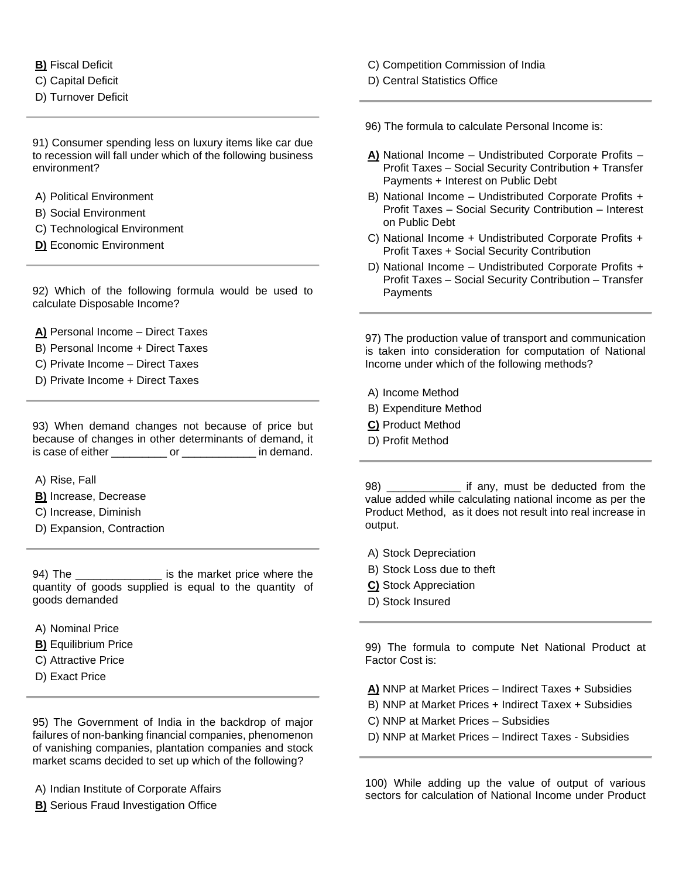**B)** Fiscal Deficit
C) Capital Deficit
D) Turnover Deficit

---

91) Consumer spending less on luxury items like car due to recession will fall under which of the following business environment?

A) Political Environment
B) Social Environment
C) Technological Environment
**D)** Economic Environment

---

92) Which of the following formula would be used to calculate Disposable Income?

**A)** Personal Income – Direct Taxes
B) Personal Income + Direct Taxes
C) Private Income – Direct Taxes
D) Private Income + Direct Taxes

---

93) When demand changes not because of price but because of changes in other determinants of demand, it is case of either _________ or ____________ in demand.

A) Rise, Fall
**B)** Increase, Decrease
C) Increase, Diminish
D) Expansion, Contraction

---

94) The ______________ is the market price where the quantity of goods supplied is equal to the quantity of goods demanded

A) Nominal Price
**B)** Equilibrium Price
C) Attractive Price
D) Exact Price

---

95) The Government of India in the backdrop of major failures of non-banking financial companies, phenomenon of vanishing companies, plantation companies and stock market scams decided to set up which of the following?

A) Indian Institute of Corporate Affairs
**B)** Serious Fraud Investigation Office
C) Competition Commission of India
D) Central Statistics Office

---

96) The formula to calculate Personal Income is:

**A)** National Income – Undistributed Corporate Profits – Profit Taxes – Social Security Contribution + Transfer Payments + Interest on Public Debt
B) National Income – Undistributed Corporate Profits + Profit Taxes – Social Security Contribution – Interest on Public Debt
C) National Income + Undistributed Corporate Profits + Profit Taxes + Social Security Contribution
D) National Income – Undistributed Corporate Profits + Profit Taxes – Social Security Contribution – Transfer Payments

---

97) The production value of transport and communication is taken into consideration for computation of National Income under which of the following methods?

A) Income Method
B) Expenditure Method
**C)** Product Method
D) Profit Method

---

98) ____________ if any, must be deducted from the value added while calculating national income as per the Product Method, as it does not result into real increase in output.

A) Stock Depreciation
B) Stock Loss due to theft
**C)** Stock Appreciation
D) Stock Insured

---

99) The formula to compute Net National Product at Factor Cost is:

**A)** NNP at Market Prices – Indirect Taxes + Subsidies
B) NNP at Market Prices + Indirect Taxex + Subsidies
C) NNP at Market Prices – Subsidies
D) NNP at Market Prices – Indirect Taxes - Subsidies

---

100) While adding up the value of output of various sectors for calculation of National Income under Product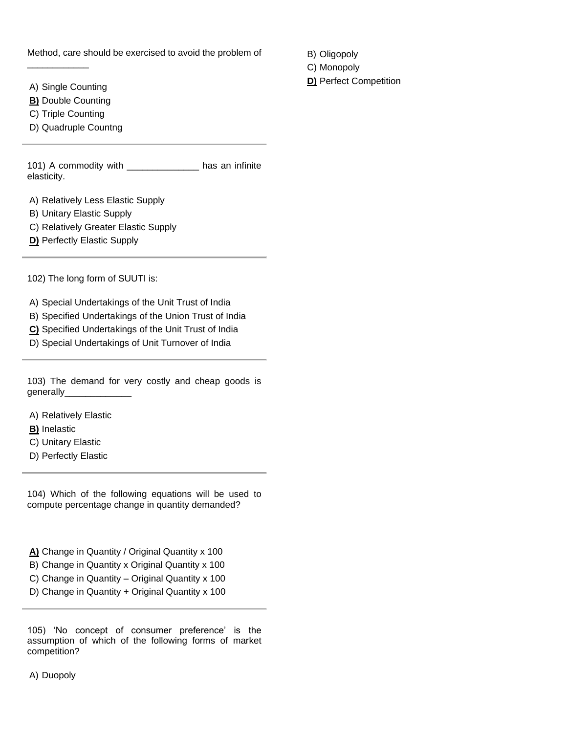Method, care should be exercised to avoid the problem of ____________

A) Single Counting
**B)** Double Counting
C) Triple Counting
D) Quadruple Countng

---

101) A commodity with ______________ has an infinite elasticity.

A) Relatively Less Elastic Supply
B) Unitary Elastic Supply
C) Relatively Greater Elastic Supply
**D)** Perfectly Elastic Supply

---

102) The long form of SUUTI is:

A) Special Undertakings of the Unit Trust of India
B) Specified Undertakings of the Union Trust of India
**C)** Specified Undertakings of the Unit Trust of India
D) Special Undertakings of Unit Turnover of India

---

103) The demand for very costly and cheap goods is generally_____________

A) Relatively Elastic
**B)** Inelastic
C) Unitary Elastic
D) Perfectly Elastic

---

104) Which of the following equations will be used to compute percentage change in quantity demanded?

**A)** Change in Quantity / Original Quantity x 100
B) Change in Quantity x Original Quantity x 100
C) Change in Quantity – Original Quantity x 100
D) Change in Quantity + Original Quantity x 100

---

105) 'No concept of consumer preference' is the assumption of which of the following forms of market competition?

A) Duopoly
B) Oligopoly
C) Monopoly
**D)** Perfect Competition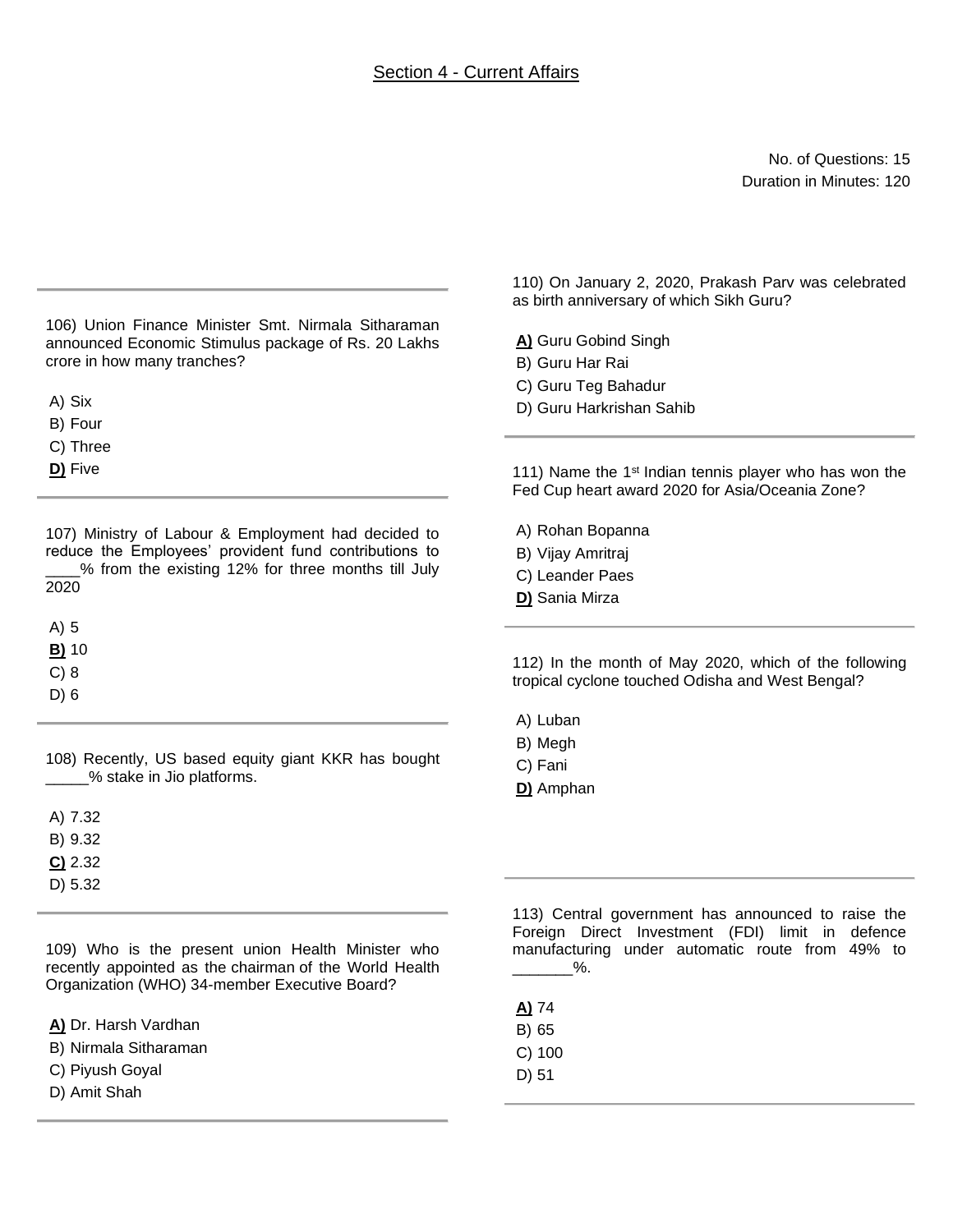## Section 4 - Current Affairs

No. of Questions: 15
Duration in Minutes: 120

106) Union Finance Minister Smt. Nirmala Sitharaman announced Economic Stimulus package of Rs. 20 Lakhs crore in how many tranches?

A) Six
B) Four
C) Three
**D)** Five

107) Ministry of Labour & Employment had decided to reduce the Employees' provident fund contributions to ____% from the existing 12% for three months till July 2020

A) 5
**B)** 10
C) 8
D) 6

108) Recently, US based equity giant KKR has bought _____% stake in Jio platforms.

A) 7.32
B) 9.32
**C)** 2.32
D) 5.32

109) Who is the present union Health Minister who recently appointed as the chairman of the World Health Organization (WHO) 34-member Executive Board?

**A)** Dr. Harsh Vardhan
B) Nirmala Sitharaman
C) Piyush Goyal
D) Amit Shah

110) On January 2, 2020, Prakash Parv was celebrated as birth anniversary of which Sikh Guru?

**A)** Guru Gobind Singh
B) Guru Har Rai
C) Guru Teg Bahadur
D) Guru Harkrishan Sahib

111) Name the 1st Indian tennis player who has won the Fed Cup heart award 2020 for Asia/Oceania Zone?

A) Rohan Bopanna
B) Vijay Amritraj
C) Leander Paes
**D)** Sania Mirza

112) In the month of May 2020, which of the following tropical cyclone touched Odisha and West Bengal?

A) Luban
B) Megh
C) Fani
**D)** Amphan

113) Central government has announced to raise the Foreign Direct Investment (FDI) limit in defence manufacturing under automatic route from 49% to _______%.

**A)** 74
B) 65
C) 100
D) 51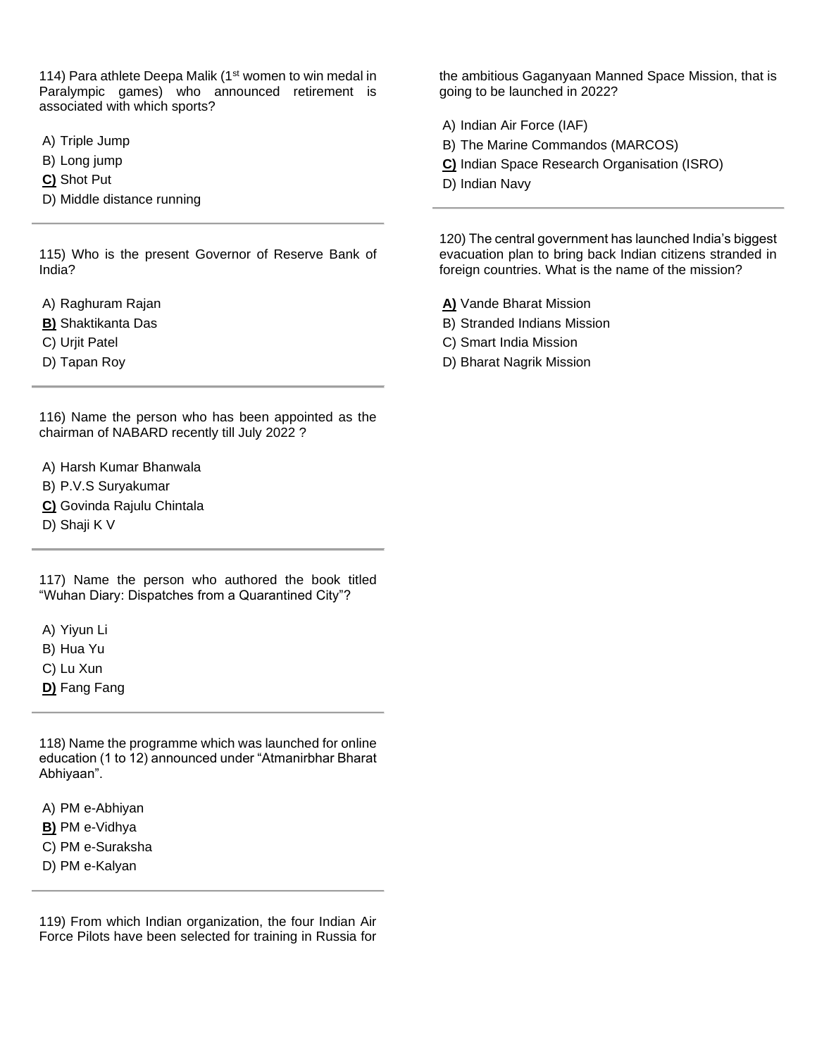114) Para athlete Deepa Malik (1st women to win medal in Paralympic games) who announced retirement is associated with which sports?

A) Triple Jump
B) Long jump
**C)** Shot Put
D) Middle distance running

---

115) Who is the present Governor of Reserve Bank of India?

A) Raghuram Rajan
**B)** Shaktikanta Das
C) Urjit Patel
D) Tapan Roy

---

116) Name the person who has been appointed as the chairman of NABARD recently till July 2022 ?

A) Harsh Kumar Bhanwala
B) P.V.S Suryakumar
**C)** Govinda Rajulu Chintala
D) Shaji K V

---

117) Name the person who authored the book titled "Wuhan Diary: Dispatches from a Quarantined City"?

A) Yiyun Li
B) Hua Yu
C) Lu Xun
**D)** Fang Fang

---

118) Name the programme which was launched for online education (1 to 12) announced under "Atmanirbhar Bharat Abhiyaan".

A) PM e-Abhiyan
**B)** PM e-Vidhya
C) PM e-Suraksha
D) PM e-Kalyan

---

119) From which Indian organization, the four Indian Air Force Pilots have been selected for training in Russia for the ambitious Gaganyaan Manned Space Mission, that is going to be launched in 2022?

A) Indian Air Force (IAF)
B) The Marine Commandos (MARCOS)
**C)** Indian Space Research Organisation (ISRO)
D) Indian Navy

---

120) The central government has launched India's biggest evacuation plan to bring back Indian citizens stranded in foreign countries. What is the name of the mission?

**A)** Vande Bharat Mission
B) Stranded Indians Mission
C) Smart India Mission
D) Bharat Nagrik Mission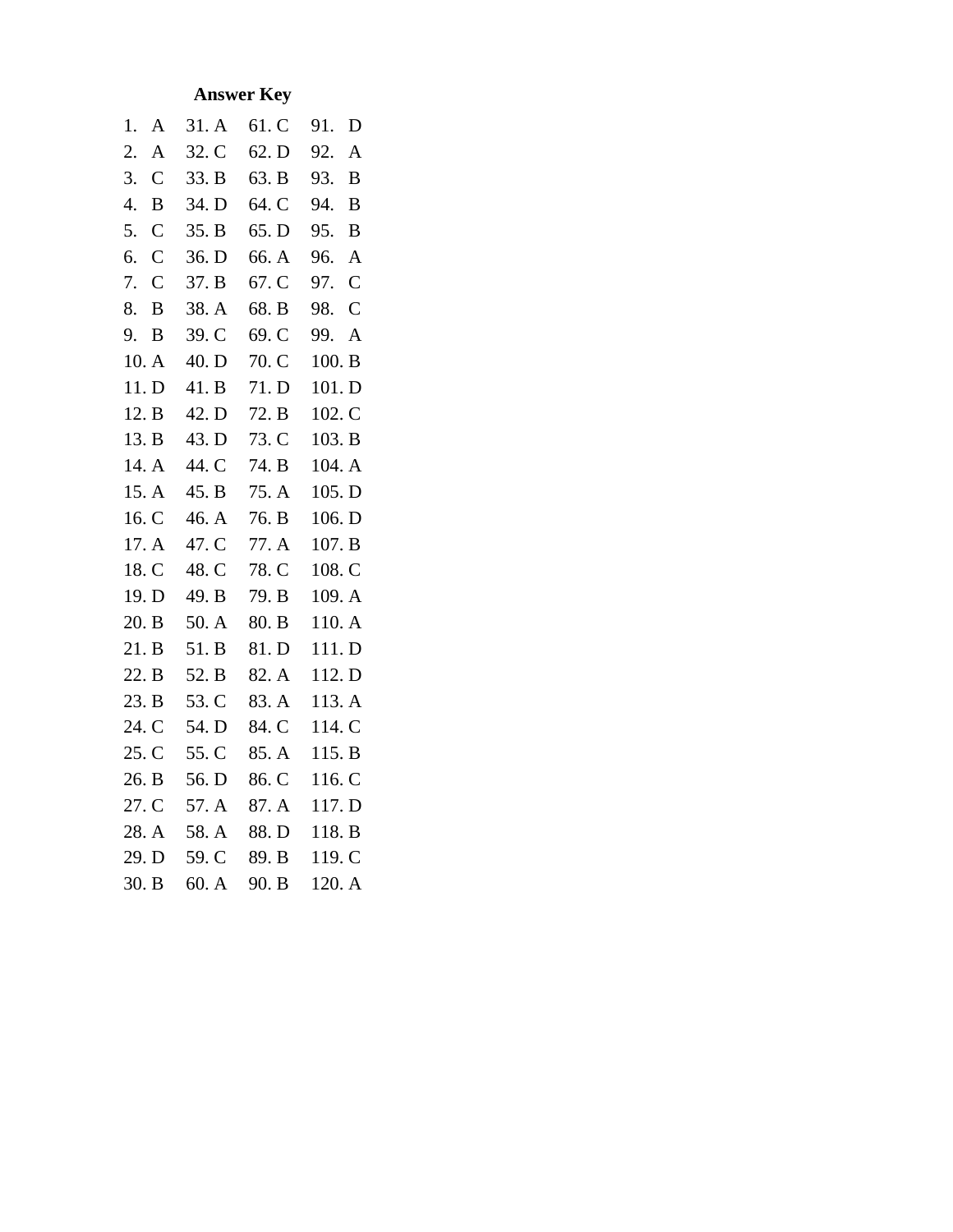**Answer Key**

| | | | |
|---|---|---|---|
| 1. A | 31. A | 61. C | 91. D |
| 2. A | 32. C | 62. D | 92. A |
| 3. C | 33. B | 63. B | 93. B |
| 4. B | 34. D | 64. C | 94. B |
| 5. C | 35. B | 65. D | 95. B |
| 6. C | 36. D | 66. A | 96. A |
| 7. C | 37. B | 67. C | 97. C |
| 8. B | 38. A | 68. B | 98. C |
| 9. B | 39. C | 69. C | 99. A |
| 10. A | 40. D | 70. C | 100. B |
| 11. D | 41. B | 71. D | 101. D |
| 12. B | 42. D | 72. B | 102. C |
| 13. B | 43. D | 73. C | 103. B |
| 14. A | 44. C | 74. B | 104. A |
| 15. A | 45. B | 75. A | 105. D |
| 16. C | 46. A | 76. B | 106. D |
| 17. A | 47. C | 77. A | 107. B |
| 18. C | 48. C | 78. C | 108. C |
| 19. D | 49. B | 79. B | 109. A |
| 20. B | 50. A | 80. B | 110. A |
| 21. B | 51. B | 81. D | 111. D |
| 22. B | 52. B | 82. A | 112. D |
| 23. B | 53. C | 83. A | 113. A |
| 24. C | 54. D | 84. C | 114. C |
| 25. C | 55. C | 85. A | 115. B |
| 26. B | 56. D | 86. C | 116. C |
| 27. C | 57. A | 87. A | 117. D |
| 28. A | 58. A | 88. D | 118. B |
| 29. D | 59. C | 89. B | 119. C |
| 30. B | 60. A | 90. B | 120. A |